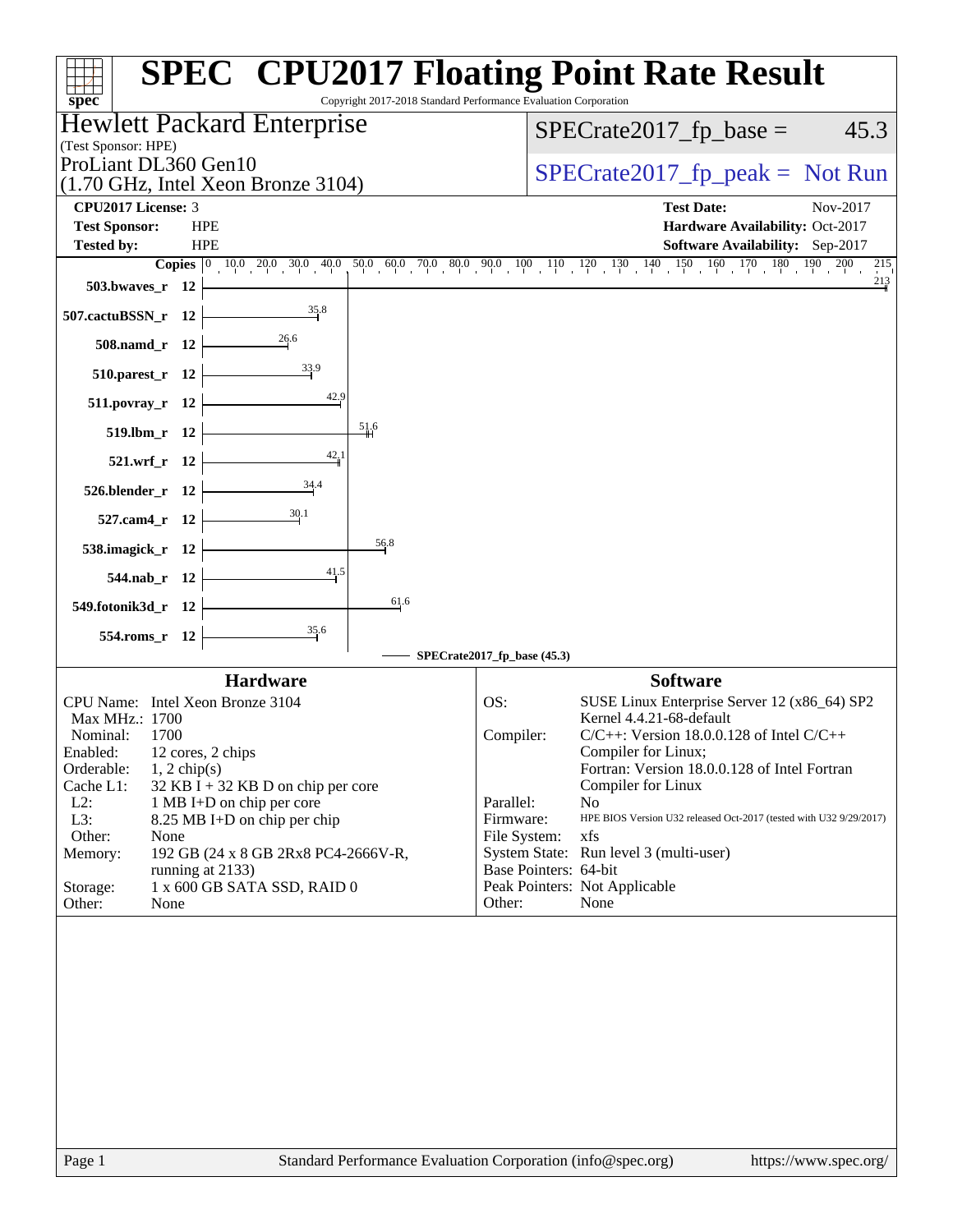# SPEC CPU2017 Floating Point Rate Result

Copyright 2017-2018 Standard Performance Evaluation Corporation

**Hewlett Packard Enterprise**
(Test Sponsor: HPE)

ProLiant DL360 Gen10
(1.70 GHz, Intel Xeon Bronze 3104)

SPECrate2017_fp_base = 45.3

SPECrate2017_fp_peak = Not Run

| | | | |
|---|---|---|---|
| **CPU2017 License:** | 3 | **Test Date:** | Nov-2017 |
| **Test Sponsor:** | HPE | **Hardware Availability:** | Oct-2017 |
| **Tested by:** | HPE | **Software Availability:** | Sep-2017 |

| Benchmark | Copies | Base Ratio |
|---|---|---|
| 503.bwaves_r | 12 | 213 |
| 507.cactuBSSN_r | 12 | 35.8 |
| 508.namd_r | 12 | 26.6 |
| 510.parest_r | 12 | 33.9 |
| 511.povray_r | 12 | 42.9 |
| 519.lbm_r | 12 | 51.6 |
| 521.wrf_r | 12 | 42.1 |
| 526.blender_r | 12 | 34.4 |
| 527.cam4_r | 12 | 30.1 |
| 538.imagick_r | 12 | 56.8 |
| 544.nab_r | 12 | 41.5 |
| 549.fotonik3d_r | 12 | 61.6 |
| 554.roms_r | 12 | 35.6 |

SPECrate2017_fp_base (45.3)

## Hardware

| | |
|---|---|
| CPU Name: | Intel Xeon Bronze 3104 |
| Max MHz.: | 1700 |
| Nominal: | 1700 |
| Enabled: | 12 cores, 2 chips |
| Orderable: | 1, 2 chip(s) |
| Cache L1: | 32 KB I + 32 KB D on chip per core |
| L2: | 1 MB I+D on chip per core |
| L3: | 8.25 MB I+D on chip per chip |
| Other: | None |
| Memory: | 192 GB (24 x 8 GB 2Rx8 PC4-2666V-R, running at 2133) |
| Storage: | 1 x 600 GB SATA SSD, RAID 0 |
| Other: | None |

## Software

| | |
|---|---|
| OS: | SUSE Linux Enterprise Server 12 (x86_64) SP2 Kernel 4.4.21-68-default |
| Compiler: | C/C++: Version 18.0.0.128 of Intel C/C++ Compiler for Linux; Fortran: Version 18.0.0.128 of Intel Fortran Compiler for Linux |
| Parallel: | No |
| Firmware: | HPE BIOS Version U32 released Oct-2017 (tested with U32 9/29/2017) |
| File System: | xfs |
| System State: | Run level 3 (multi-user) |
| Base Pointers: | 64-bit |
| Peak Pointers: | Not Applicable |
| Other: | None |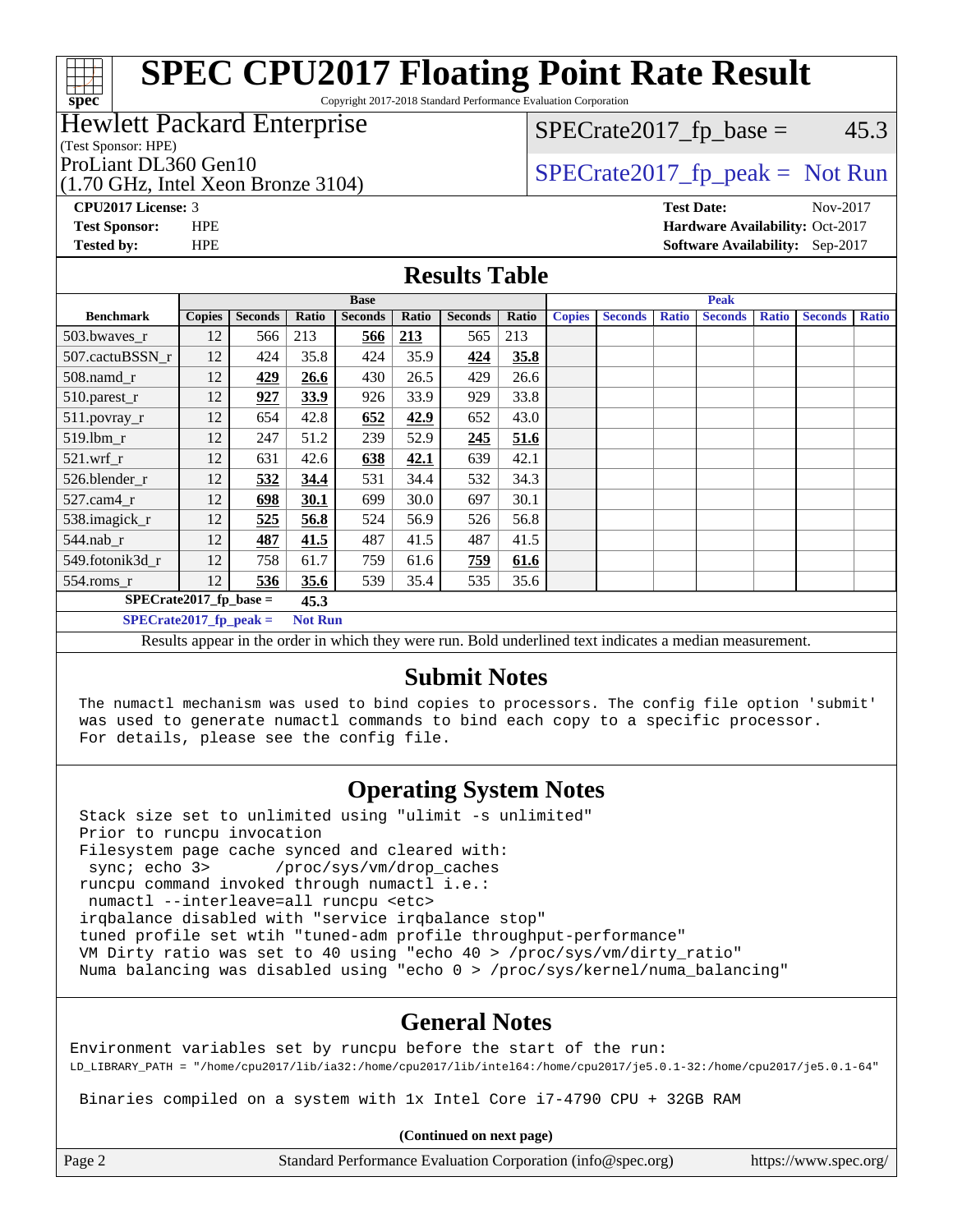# SPEC CPU2017 Floating Point Rate Result

Copyright 2017-2018 Standard Performance Evaluation Corporation

## Hewlett Packard Enterprise

(Test Sponsor: HPE)

ProLiant DL360 Gen10
(1.70 GHz, Intel Xeon Bronze 3104)

SPECrate2017_fp_base = 45.3

SPECrate2017_fp_peak = Not Run

**CPU2017 License:** 3
**Test Sponsor:** HPE
**Tested by:** HPE

**Test Date:** Nov-2017
**Hardware Availability:** Oct-2017
**Software Availability:** Sep-2017

## Results Table

| | Base | | | | | | | Peak | | | | | | |
|---|---|---|---|---|---|---|---|---|---|---|---|---|---|---|
| **Benchmark** | **Copies** | **Seconds** | **Ratio** | **Seconds** | **Ratio** | **Seconds** | **Ratio** | **Copies** | **Seconds** | **Ratio** | **Seconds** | **Ratio** | **Seconds** | **Ratio** |
| 503.bwaves_r | 12 | 566 | 213 | **566** | **213** | 565 | 213 | | | | | | | |
| 507.cactuBSSN_r | 12 | 424 | 35.8 | 424 | 35.9 | **424** | **35.8** | | | | | | | |
| 508.namd_r | 12 | **429** | **26.6** | 430 | 26.5 | 429 | 26.6 | | | | | | | |
| 510.parest_r | 12 | **927** | **33.9** | 926 | 33.9 | 929 | 33.8 | | | | | | | |
| 511.povray_r | 12 | 654 | 42.8 | **652** | **42.9** | 652 | 43.0 | | | | | | | |
| 519.lbm_r | 12 | 247 | 51.2 | 239 | 52.9 | **245** | **51.6** | | | | | | | |
| 521.wrf_r | 12 | 631 | 42.6 | **638** | **42.1** | 639 | 42.1 | | | | | | | |
| 526.blender_r | 12 | **532** | **34.4** | 531 | 34.4 | 532 | 34.3 | | | | | | | |
| 527.cam4_r | 12 | **698** | **30.1** | 699 | 30.0 | 697 | 30.1 | | | | | | | |
| 538.imagick_r | 12 | **525** | **56.8** | 524 | 56.9 | 526 | 56.8 | | | | | | | |
| 544.nab_r | 12 | **487** | **41.5** | 487 | 41.5 | 487 | 41.5 | | | | | | | |
| 549.fotonik3d_r | 12 | 758 | 61.7 | 759 | 61.6 | **759** | **61.6** | | | | | | | |
| 554.roms_r | 12 | **536** | **35.6** | 539 | 35.4 | 535 | 35.6 | | | | | | | |

**SPECrate2017_fp_base = 45.3**

**SPECrate2017_fp_peak = Not Run**

Results appear in the order in which they were run. Bold underlined text indicates a median measurement.

## Submit Notes

The numactl mechanism was used to bind copies to processors. The config file option 'submit' was used to generate numactl commands to bind each copy to a specific processor. For details, please see the config file.

## Operating System Notes

```
Stack size set to unlimited using "ulimit -s unlimited"
Prior to runcpu invocation
Filesystem page cache synced and cleared with:
 sync; echo 3>       /proc/sys/vm/drop_caches
runcpu command invoked through numactl i.e.:
 numactl --interleave=all runcpu <etc>
irqbalance disabled with "service irqbalance stop"
tuned profile set wtih "tuned-adm profile throughput-performance"
VM Dirty ratio was set to 40 using "echo 40 > /proc/sys/vm/dirty_ratio"
Numa balancing was disabled using "echo 0 > /proc/sys/kernel/numa_balancing"
```

## General Notes

```
Environment variables set by runcpu before the start of the run:
LD_LIBRARY_PATH = "/home/cpu2017/lib/ia32:/home/cpu2017/lib/intel64:/home/cpu2017/je5.0.1-32:/home/cpu2017/je5.0.1-64"

 Binaries compiled on a system with 1x Intel Core i7-4790 CPU + 32GB RAM
```

**(Continued on next page)**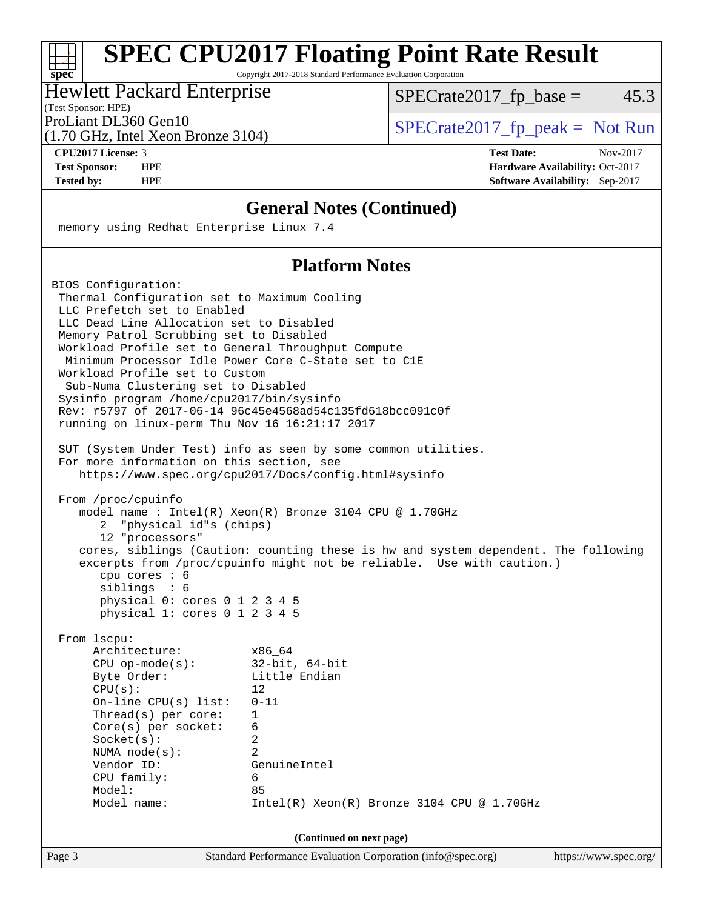## General Notes (Continued)

```
memory using Redhat Enterprise Linux 7.4
```

## Platform Notes

```
BIOS Configuration:
 Thermal Configuration set to Maximum Cooling
 LLC Prefetch set to Enabled
 LLC Dead Line Allocation set to Disabled
 Memory Patrol Scrubbing set to Disabled
 Workload Profile set to General Throughput Compute
  Minimum Processor Idle Power Core C-State set to C1E
 Workload Profile set to Custom
  Sub-Numa Clustering set to Disabled
 Sysinfo program /home/cpu2017/bin/sysinfo
 Rev: r5797 of 2017-06-14 96c45e4568ad54c135fd618bcc091c0f
 running on linux-perm Thu Nov 16 16:21:17 2017

 SUT (System Under Test) info as seen by some common utilities.
 For more information on this section, see
    https://www.spec.org/cpu2017/Docs/config.html#sysinfo

 From /proc/cpuinfo
    model name : Intel(R) Xeon(R) Bronze 3104 CPU @ 1.70GHz
       2  "physical id"s (chips)
       12 "processors"
    cores, siblings (Caution: counting these is hw and system dependent. The following
    excerpts from /proc/cpuinfo might not be reliable.  Use with caution.)
       cpu cores : 6
       siblings  : 6
       physical 0: cores 0 1 2 3 4 5
       physical 1: cores 0 1 2 3 4 5

 From lscpu:
      Architecture:          x86_64
      CPU op-mode(s):        32-bit, 64-bit
      Byte Order:            Little Endian
      CPU(s):                12
      On-line CPU(s) list:   0-11
      Thread(s) per core:    1
      Core(s) per socket:    6
      Socket(s):             2
      NUMA node(s):          2
      Vendor ID:             GenuineIntel
      CPU family:            6
      Model:                 85
      Model name:            Intel(R) Xeon(R) Bronze 3104 CPU @ 1.70GHz
```

(Continued on next page)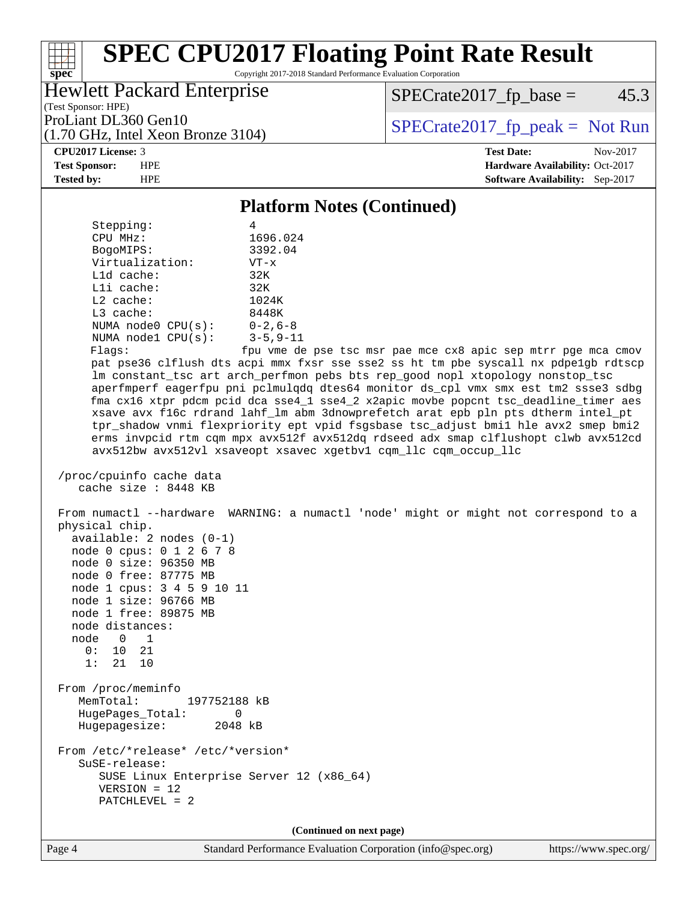# SPEC CPU2017 Floating Point Rate Result

Copyright 2017-2018 Standard Performance Evaluation Corporation

**Hewlett Packard Enterprise**
(Test Sponsor: HPE)
ProLiant DL360 Gen10
(1.70 GHz, Intel Xeon Bronze 3104)

SPECrate2017_fp_base = 45.3

SPECrate2017_fp_peak = Not Run

**CPU2017 License:** 3
**Test Sponsor:** HPE
**Tested by:** HPE

**Test Date:** Nov-2017
**Hardware Availability:** Oct-2017
**Software Availability:** Sep-2017

## Platform Notes (Continued)

```
     Stepping:              4
     CPU MHz:               1696.024
     BogoMIPS:              3392.04
     Virtualization:        VT-x
     L1d cache:             32K
     L1i cache:             32K
     L2 cache:              1024K
     L3 cache:              8448K
     NUMA node0 CPU(s):     0-2,6-8
     NUMA node1 CPU(s):     3-5,9-11
     Flags:                 fpu vme de pse tsc msr pae mce cx8 apic sep mtrr pge mca cmov
     pat pse36 clflush dts acpi mmx fxsr sse sse2 ss ht tm pbe syscall nx pdpe1gb rdtscp
     lm constant_tsc art arch_perfmon pebs bts rep_good nopl xtopology nonstop_tsc
     aperfmperf eagerfpu pni pclmulqdq dtes64 monitor ds_cpl vmx smx est tm2 ssse3 sdbg
     fma cx16 xtpr pdcm pcid dca sse4_1 sse4_2 x2apic movbe popcnt tsc_deadline_timer aes
     xsave avx f16c rdrand lahf_lm abm 3dnowprefetch arat epb pln pts dtherm intel_pt
     tpr_shadow vnmi flexpriority ept vpid fsgsbase tsc_adjust bmi1 hle avx2 smep bmi2
     erms invpcid rtm cqm mpx avx512f avx512dq rdseed adx smap clflushopt clwb avx512cd
     avx512bw avx512vl xsaveopt xsavec xgetbv1 cqm_llc cqm_occup_llc

 /proc/cpuinfo cache data
    cache size : 8448 KB

 From numactl --hardware  WARNING: a numactl 'node' might or might not correspond to a
 physical chip.
   available: 2 nodes (0-1)
   node 0 cpus: 0 1 2 6 7 8
   node 0 size: 96350 MB
   node 0 free: 87775 MB
   node 1 cpus: 3 4 5 9 10 11
   node 1 size: 96766 MB
   node 1 free: 89875 MB
   node distances:
   node   0   1
     0:  10  21
     1:  21  10

 From /proc/meminfo
    MemTotal:       197752188 kB
    HugePages_Total:       0
    Hugepagesize:       2048 kB

 From /etc/*release* /etc/*version*
    SuSE-release:
       SUSE Linux Enterprise Server 12 (x86_64)
       VERSION = 12
       PATCHLEVEL = 2
```

**(Continued on next page)**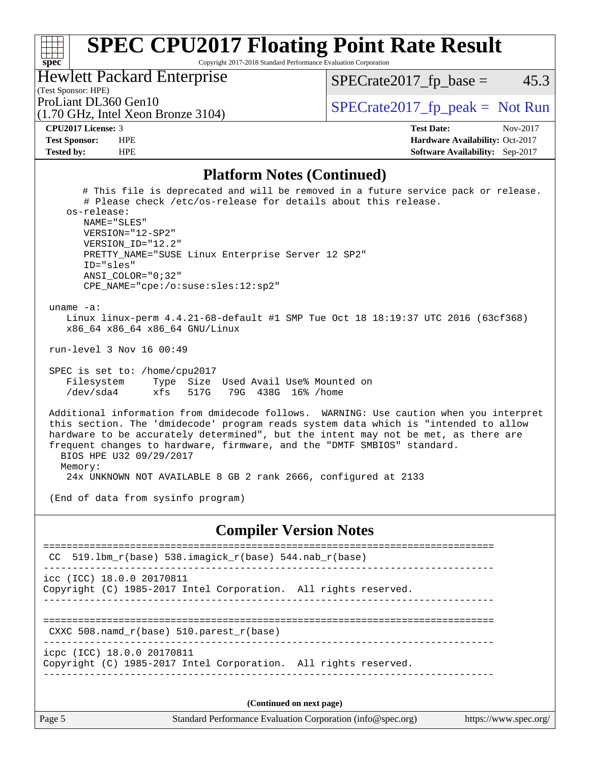## Platform Notes (Continued)

```
      # This file is deprecated and will be removed in a future service pack or release.
      # Please check /etc/os-release for details about this release.
   os-release:
      NAME="SLES"
      VERSION="12-SP2"
      VERSION_ID="12.2"
      PRETTY_NAME="SUSE Linux Enterprise Server 12 SP2"
      ID="sles"
      ANSI_COLOR="0;32"
      CPE_NAME="cpe:/o:suse:sles:12:sp2"

uname -a:
   Linux linux-perm 4.4.21-68-default #1 SMP Tue Oct 18 18:19:37 UTC 2016 (63cf368)
   x86_64 x86_64 x86_64 GNU/Linux

run-level 3 Nov 16 00:49

SPEC is set to: /home/cpu2017
   Filesystem     Type  Size  Used Avail Use% Mounted on
   /dev/sda4      xfs   517G   79G  438G  16% /home

Additional information from dmidecode follows.  WARNING: Use caution when you interpret
this section. The 'dmidecode' program reads system data which is "intended to allow
hardware to be accurately determined", but the intent may not be met, as there are
frequent changes to hardware, firmware, and the "DMTF SMBIOS" standard.
  BIOS HPE U32 09/29/2017
  Memory:
   24x UNKNOWN NOT AVAILABLE 8 GB 2 rank 2666, configured at 2133

(End of data from sysinfo program)
```

## Compiler Version Notes

```
==============================================================================
 CC  519.lbm_r(base) 538.imagick_r(base) 544.nab_r(base)
------------------------------------------------------------------------------
icc (ICC) 18.0.0 20170811
Copyright (C) 1985-2017 Intel Corporation.  All rights reserved.
------------------------------------------------------------------------------

==============================================================================
 CXXC 508.namd_r(base) 510.parest_r(base)
------------------------------------------------------------------------------
icpc (ICC) 18.0.0 20170811
Copyright (C) 1985-2017 Intel Corporation.  All rights reserved.
------------------------------------------------------------------------------
```

(Continued on next page)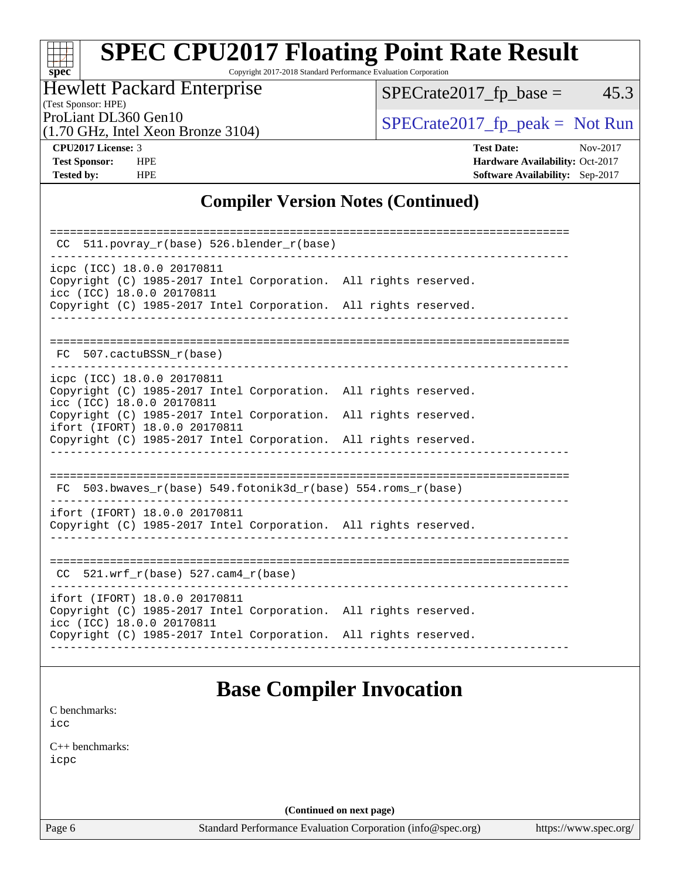## Compiler Version Notes (Continued)

```
==============================================================================
 CC  511.povray_r(base) 526.blender_r(base)
------------------------------------------------------------------------------
icpc (ICC) 18.0.0 20170811
Copyright (C) 1985-2017 Intel Corporation.  All rights reserved.
icc (ICC) 18.0.0 20170811
Copyright (C) 1985-2017 Intel Corporation.  All rights reserved.
------------------------------------------------------------------------------

==============================================================================
 FC  507.cactuBSSN_r(base)
------------------------------------------------------------------------------
icpc (ICC) 18.0.0 20170811
Copyright (C) 1985-2017 Intel Corporation.  All rights reserved.
icc (ICC) 18.0.0 20170811
Copyright (C) 1985-2017 Intel Corporation.  All rights reserved.
ifort (IFORT) 18.0.0 20170811
Copyright (C) 1985-2017 Intel Corporation.  All rights reserved.
------------------------------------------------------------------------------

==============================================================================
 FC  503.bwaves_r(base) 549.fotonik3d_r(base) 554.roms_r(base)
------------------------------------------------------------------------------
ifort (IFORT) 18.0.0 20170811
Copyright (C) 1985-2017 Intel Corporation.  All rights reserved.
------------------------------------------------------------------------------

==============================================================================
 CC  521.wrf_r(base) 527.cam4_r(base)
------------------------------------------------------------------------------
ifort (IFORT) 18.0.0 20170811
Copyright (C) 1985-2017 Intel Corporation.  All rights reserved.
icc (ICC) 18.0.0 20170811
Copyright (C) 1985-2017 Intel Corporation.  All rights reserved.
------------------------------------------------------------------------------
```

## Base Compiler Invocation

C benchmarks:
icc

C++ benchmarks:
icpc

**(Continued on next page)**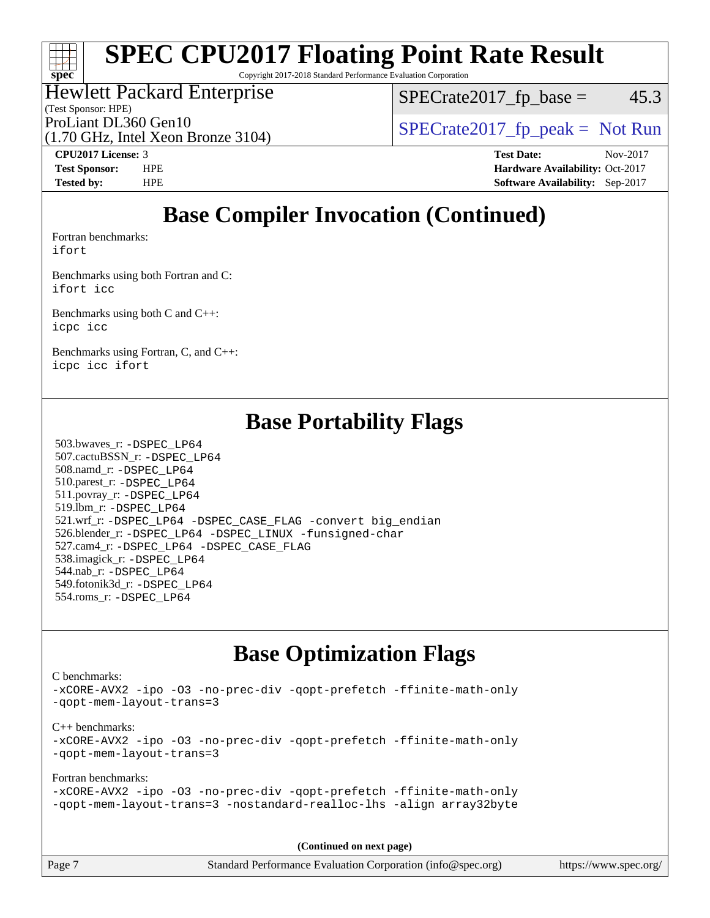# SPEC CPU2017 Floating Point Rate Result

Copyright 2017-2018 Standard Performance Evaluation Corporation

Hewlett Packard Enterprise
(Test Sponsor: HPE)
ProLiant DL360 Gen10
(1.70 GHz, Intel Xeon Bronze 3104)

SPECrate2017_fp_base = 45.3

SPECrate2017_fp_peak = Not Run

**CPU2017 License:** 3
**Test Sponsor:** HPE
**Tested by:** HPE

**Test Date:** Nov-2017
**Hardware Availability:** Oct-2017
**Software Availability:** Sep-2017

## Base Compiler Invocation (Continued)

Fortran benchmarks:
```
ifort
```

Benchmarks using both Fortran and C:
```
ifort icc
```

Benchmarks using both C and C++:
```
icpc icc
```

Benchmarks using Fortran, C, and C++:
```
icpc icc ifort
```

## Base Portability Flags

503.bwaves_r: -DSPEC_LP64
507.cactuBSSN_r: -DSPEC_LP64
508.namd_r: -DSPEC_LP64
510.parest_r: -DSPEC_LP64
511.povray_r: -DSPEC_LP64
519.lbm_r: -DSPEC_LP64
521.wrf_r: -DSPEC_LP64 -DSPEC_CASE_FLAG -convert big_endian
526.blender_r: -DSPEC_LP64 -DSPEC_LINUX -funsigned-char
527.cam4_r: -DSPEC_LP64 -DSPEC_CASE_FLAG
538.imagick_r: -DSPEC_LP64
544.nab_r: -DSPEC_LP64
549.fotonik3d_r: -DSPEC_LP64
554.roms_r: -DSPEC_LP64

## Base Optimization Flags

C benchmarks:
```
-xCORE-AVX2 -ipo -O3 -no-prec-div -qopt-prefetch -ffinite-math-only
-qopt-mem-layout-trans=3
```

C++ benchmarks:
```
-xCORE-AVX2 -ipo -O3 -no-prec-div -qopt-prefetch -ffinite-math-only
-qopt-mem-layout-trans=3
```

Fortran benchmarks:
```
-xCORE-AVX2 -ipo -O3 -no-prec-div -qopt-prefetch -ffinite-math-only
-qopt-mem-layout-trans=3 -nostandard-realloc-lhs -align array32byte
```

**(Continued on next page)**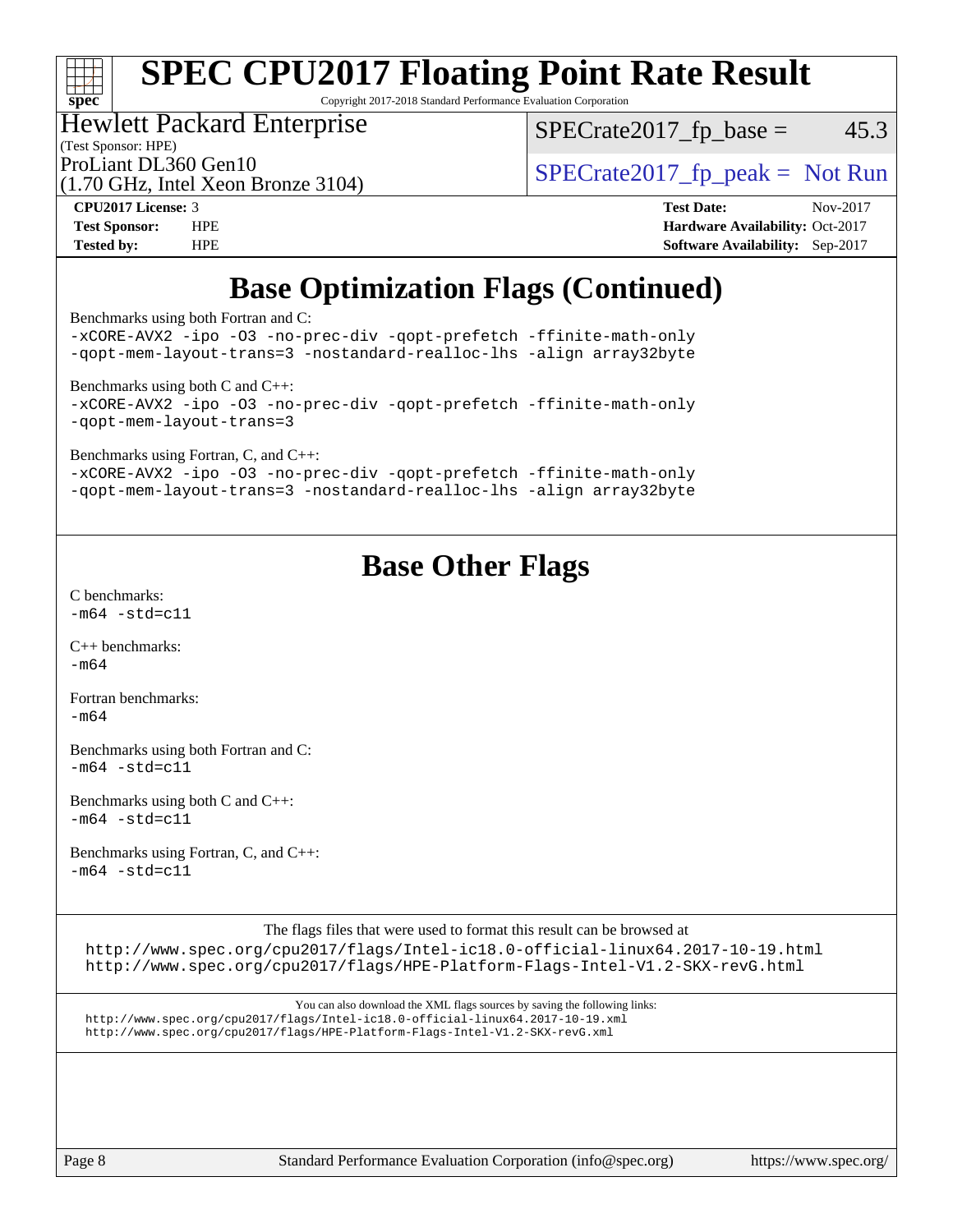# SPEC CPU2017 Floating Point Rate Result

Copyright 2017-2018 Standard Performance Evaluation Corporation

**Hewlett Packard Enterprise**
(Test Sponsor: HPE)
ProLiant DL360 Gen10
(1.70 GHz, Intel Xeon Bronze 3104)

SPECrate2017_fp_base = 45.3
SPECrate2017_fp_peak = Not Run

| | | | |
|---|---|---|---|
| **CPU2017 License:** | 3 | **Test Date:** | Nov-2017 |
| **Test Sponsor:** | HPE | **Hardware Availability:** | Oct-2017 |
| **Tested by:** | HPE | **Software Availability:** | Sep-2017 |

## Base Optimization Flags (Continued)

Benchmarks using both Fortran and C:
```
-xCORE-AVX2 -ipo -O3 -no-prec-div -qopt-prefetch -ffinite-math-only
-qopt-mem-layout-trans=3 -nostandard-realloc-lhs -align array32byte
```

Benchmarks using both C and C++:
```
-xCORE-AVX2 -ipo -O3 -no-prec-div -qopt-prefetch -ffinite-math-only
-qopt-mem-layout-trans=3
```

Benchmarks using Fortran, C, and C++:
```
-xCORE-AVX2 -ipo -O3 -no-prec-div -qopt-prefetch -ffinite-math-only
-qopt-mem-layout-trans=3 -nostandard-realloc-lhs -align array32byte
```

## Base Other Flags

C benchmarks:
```
-m64 -std=c11
```

C++ benchmarks:
```
-m64
```

Fortran benchmarks:
```
-m64
```

Benchmarks using both Fortran and C:
```
-m64 -std=c11
```

Benchmarks using both C and C++:
```
-m64 -std=c11
```

Benchmarks using Fortran, C, and C++:
```
-m64 -std=c11
```

The flags files that were used to format this result can be browsed at
http://www.spec.org/cpu2017/flags/Intel-ic18.0-official-linux64.2017-10-19.html
http://www.spec.org/cpu2017/flags/HPE-Platform-Flags-Intel-V1.2-SKX-revG.html

You can also download the XML flags sources by saving the following links:
http://www.spec.org/cpu2017/flags/Intel-ic18.0-official-linux64.2017-10-19.xml
http://www.spec.org/cpu2017/flags/HPE-Platform-Flags-Intel-V1.2-SKX-revG.xml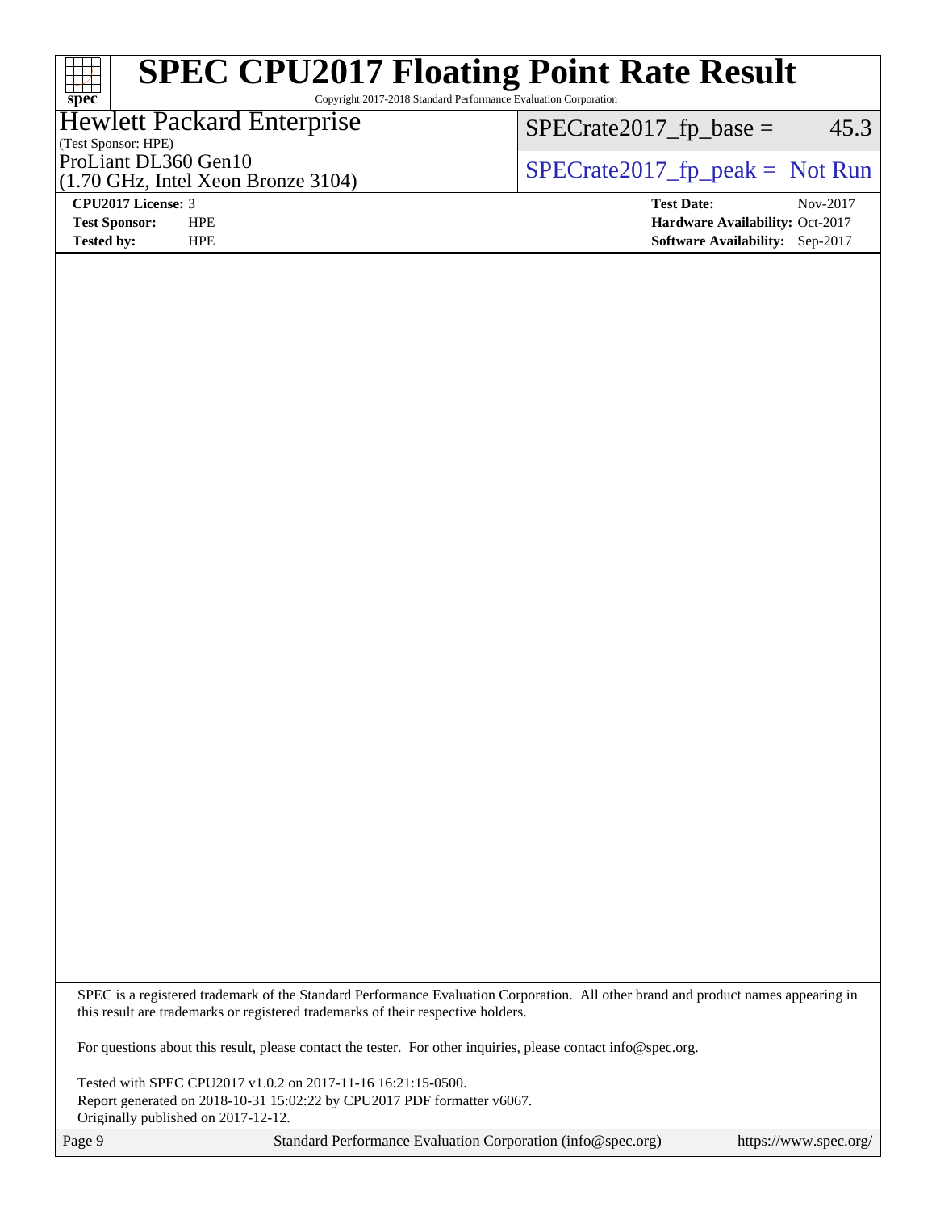SPEC is a registered trademark of the Standard Performance Evaluation Corporation. All other brand and product names appearing in this result are trademarks or registered trademarks of their respective holders.

For questions about this result, please contact the tester. For other inquiries, please contact info@spec.org.

Tested with SPEC CPU2017 v1.0.2 on 2017-11-16 16:21:15-0500.
Report generated on 2018-10-31 15:02:22 by CPU2017 PDF formatter v6067.
Originally published on 2017-12-12.